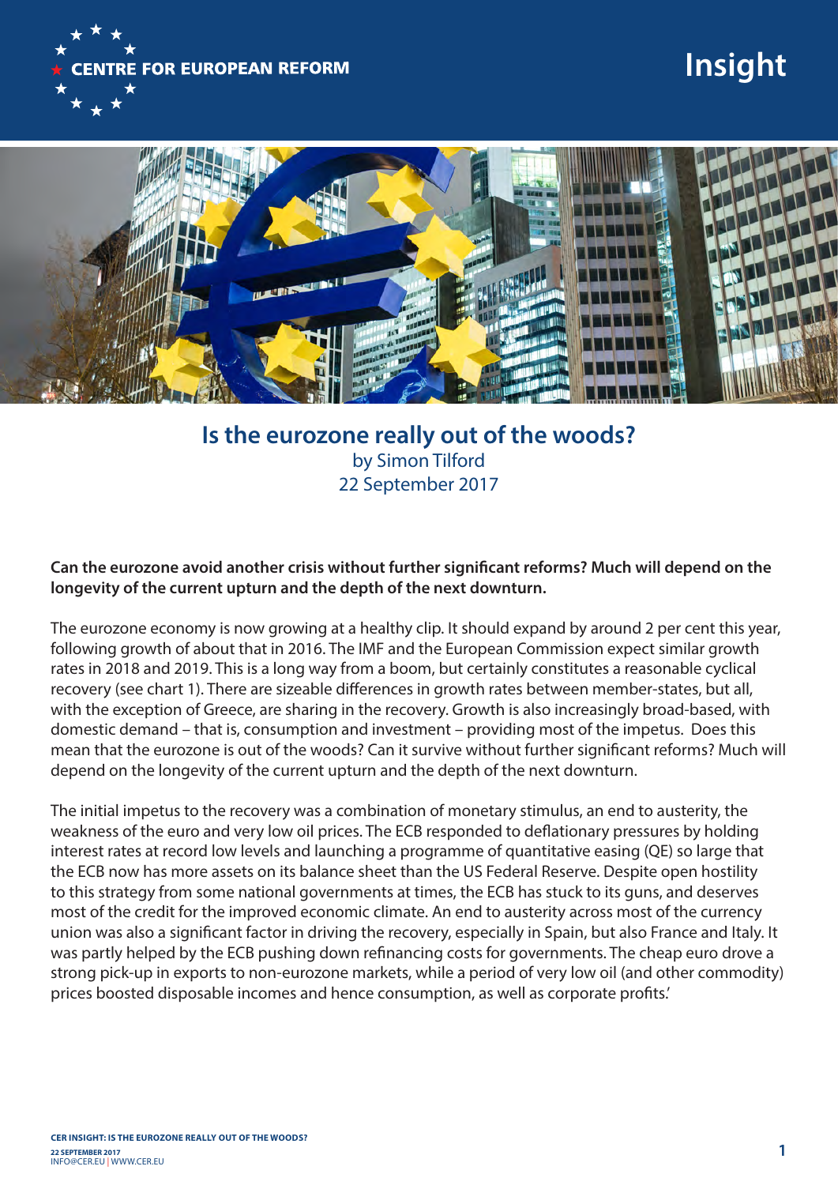CENTRE FOR EUROPEAN REFORM

Insight

# Is the eurozone really out of the woods?

by Simon Tilford

22 September 2017

**Can the eurozone avoid another crisis without further significant reforms? Much will depend on the longevity of the current upturn and the depth of the next downturn.**

The eurozone economy is now growing at a healthy clip. It should expand by around 2 per cent this year, following growth of about that in 2016. The IMF and the European Commission expect similar growth rates in 2018 and 2019. This is a long way from a boom, but certainly constitutes a reasonable cyclical recovery (see chart 1). There are sizeable differences in growth rates between member-states, but all, with the exception of Greece, are sharing in the recovery. Growth is also increasingly broad-based, with domestic demand – that is, consumption and investment – providing most of the impetus. Does this mean that the eurozone is out of the woods? Can it survive without further significant reforms? Much will depend on the longevity of the current upturn and the depth of the next downturn.

The initial impetus to the recovery was a combination of monetary stimulus, an end to austerity, the weakness of the euro and very low oil prices. The ECB responded to deflationary pressures by holding interest rates at record low levels and launching a programme of quantitative easing (QE) so large that the ECB now has more assets on its balance sheet than the US Federal Reserve. Despite open hostility to this strategy from some national governments at times, the ECB has stuck to its guns, and deserves most of the credit for the improved economic climate. An end to austerity across most of the currency union was also a significant factor in driving the recovery, especially in Spain, but also France and Italy. It was partly helped by the ECB pushing down refinancing costs for governments. The cheap euro drove a strong pick-up in exports to non-eurozone markets, while a period of very low oil (and other commodity) prices boosted disposable incomes and hence consumption, as well as corporate profits.'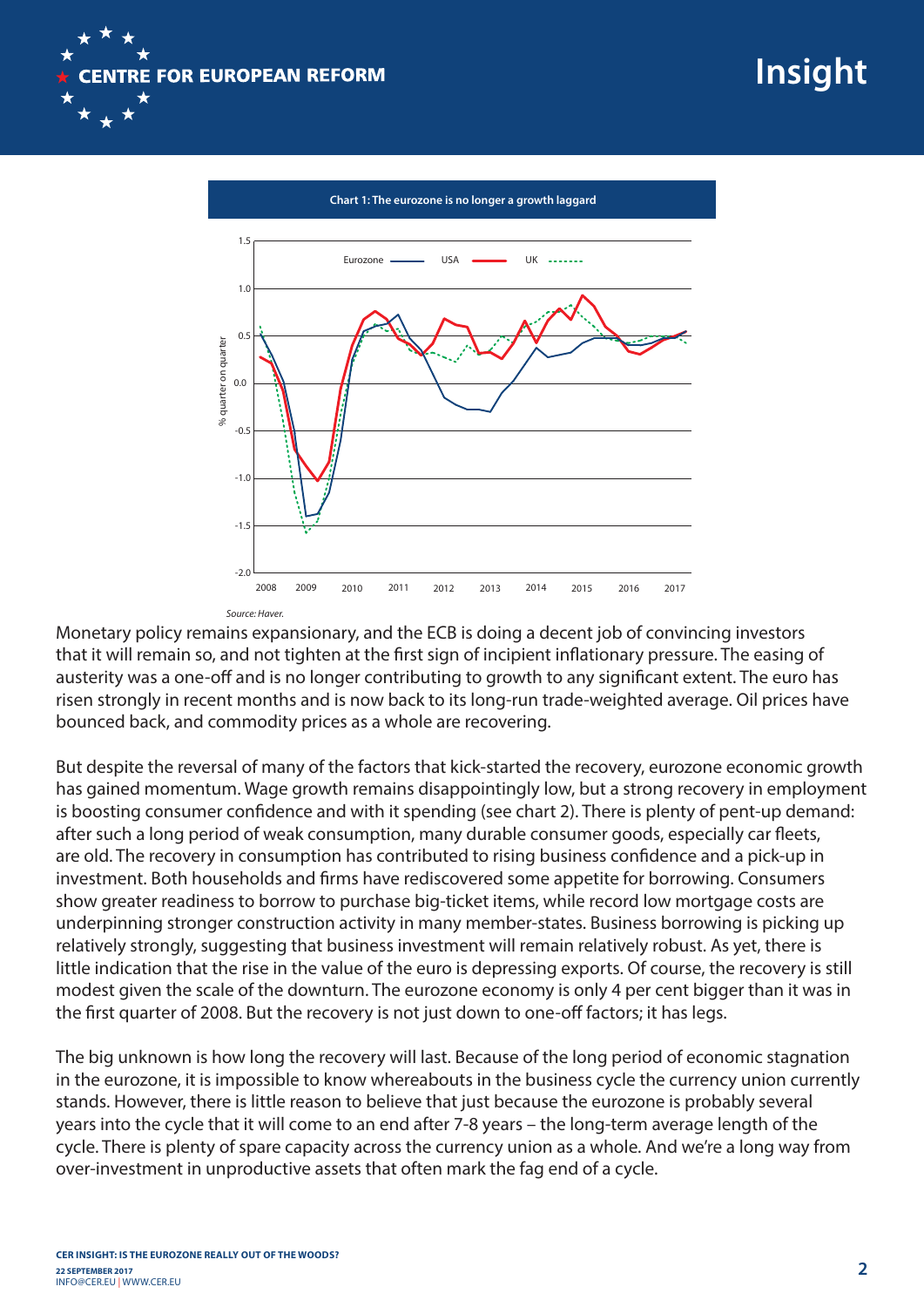**Chart 1: The eurozone is no longer a growth laggard**

*Source: Haver.*

Monetary policy remains expansionary, and the ECB is doing a decent job of convincing investors that it will remain so, and not tighten at the first sign of incipient inflationary pressure. The easing of austerity was a one-off and is no longer contributing to growth to any significant extent. The euro has risen strongly in recent months and is now back to its long-run trade-weighted average. Oil prices have bounced back, and commodity prices as a whole are recovering.

But despite the reversal of many of the factors that kick-started the recovery, eurozone economic growth has gained momentum. Wage growth remains disappointingly low, but a strong recovery in employment is boosting consumer confidence and with it spending (see chart 2). There is plenty of pent-up demand: after such a long period of weak consumption, many durable consumer goods, especially car fleets, are old. The recovery in consumption has contributed to rising business confidence and a pick-up in investment. Both households and firms have rediscovered some appetite for borrowing. Consumers show greater readiness to borrow to purchase big-ticket items, while record low mortgage costs are underpinning stronger construction activity in many member-states. Business borrowing is picking up relatively strongly, suggesting that business investment will remain relatively robust. As yet, there is little indication that the rise in the value of the euro is depressing exports. Of course, the recovery is still modest given the scale of the downturn. The eurozone economy is only 4 per cent bigger than it was in the first quarter of 2008. But the recovery is not just down to one-off factors; it has legs.

The big unknown is how long the recovery will last. Because of the long period of economic stagnation in the eurozone, it is impossible to know whereabouts in the business cycle the currency union currently stands. However, there is little reason to believe that just because the eurozone is probably several years into the cycle that it will come to an end after 7-8 years – the long-term average length of the cycle. There is plenty of spare capacity across the currency union as a whole. And we're a long way from over-investment in unproductive assets that often mark the fag end of a cycle.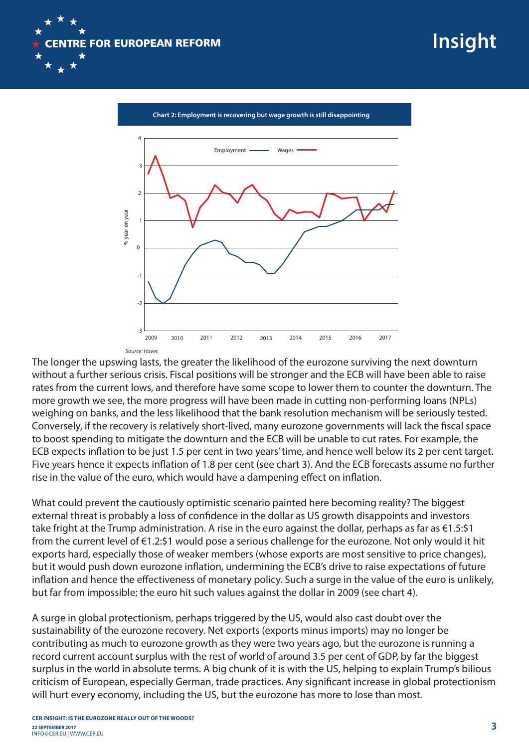**Chart 2: Employment is recovering but wage growth is still disappointing**

*Source: Haver.*

The longer the upswing lasts, the greater the likelihood of the eurozone surviving the next downturn without a further serious crisis. Fiscal positions will be stronger and the ECB will have been able to raise rates from the current lows, and therefore have some scope to lower them to counter the downturn. The more growth we see, the more progress will have been made in cutting non-performing loans (NPLs) weighing on banks, and the less likelihood that the bank resolution mechanism will be seriously tested. Conversely, if the recovery is relatively short-lived, many eurozone governments will lack the fiscal space to boost spending to mitigate the downturn and the ECB will be unable to cut rates. For example, the ECB expects inflation to be just 1.5 per cent in two years' time, and hence well below its 2 per cent target. Five years hence it expects inflation of 1.8 per cent (see chart 3). And the ECB forecasts assume no further rise in the value of the euro, which would have a dampening effect on inflation.

What could prevent the cautiously optimistic scenario painted here becoming reality? The biggest external threat is probably a loss of confidence in the dollar as US growth disappoints and investors take fright at the Trump administration. A rise in the euro against the dollar, perhaps as far as €1.5:$1 from the current level of €1.2:$1 would pose a serious challenge for the eurozone. Not only would it hit exports hard, especially those of weaker members (whose exports are most sensitive to price changes), but it would push down eurozone inflation, undermining the ECB's drive to raise expectations of future inflation and hence the effectiveness of monetary policy. Such a surge in the value of the euro is unlikely, but far from impossible; the euro hit such values against the dollar in 2009 (see chart 4).

A surge in global protectionism, perhaps triggered by the US, would also cast doubt over the sustainability of the eurozone recovery. Net exports (exports minus imports) may no longer be contributing as much to eurozone growth as they were two years ago, but the eurozone is running a record current account surplus with the rest of world of around 3.5 per cent of GDP, by far the biggest surplus in the world in absolute terms. A big chunk of it is with the US, helping to explain Trump's bilious criticism of European, especially German, trade practices. Any significant increase in global protectionism will hurt every economy, including the US, but the eurozone has more to lose than most.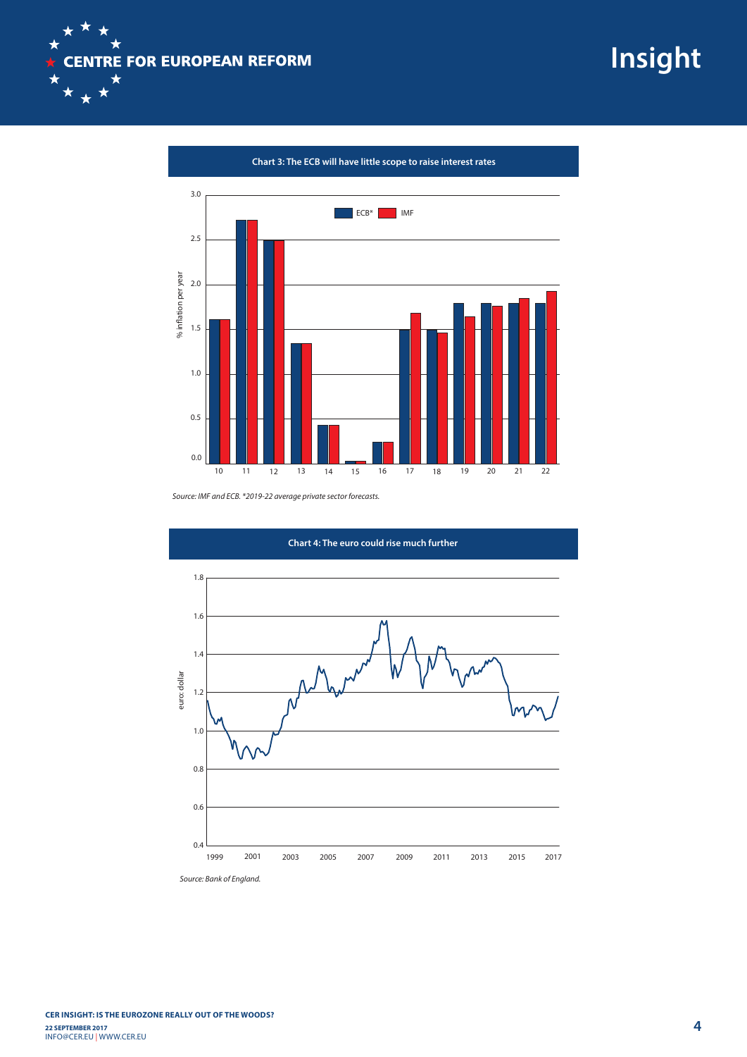**Chart 3: The ECB will have little scope to raise interest rates**

*Source: IMF and ECB. *2019-22 average private sector forecasts.*

**Chart 4: The euro could rise much further**

*Source: Bank of England.*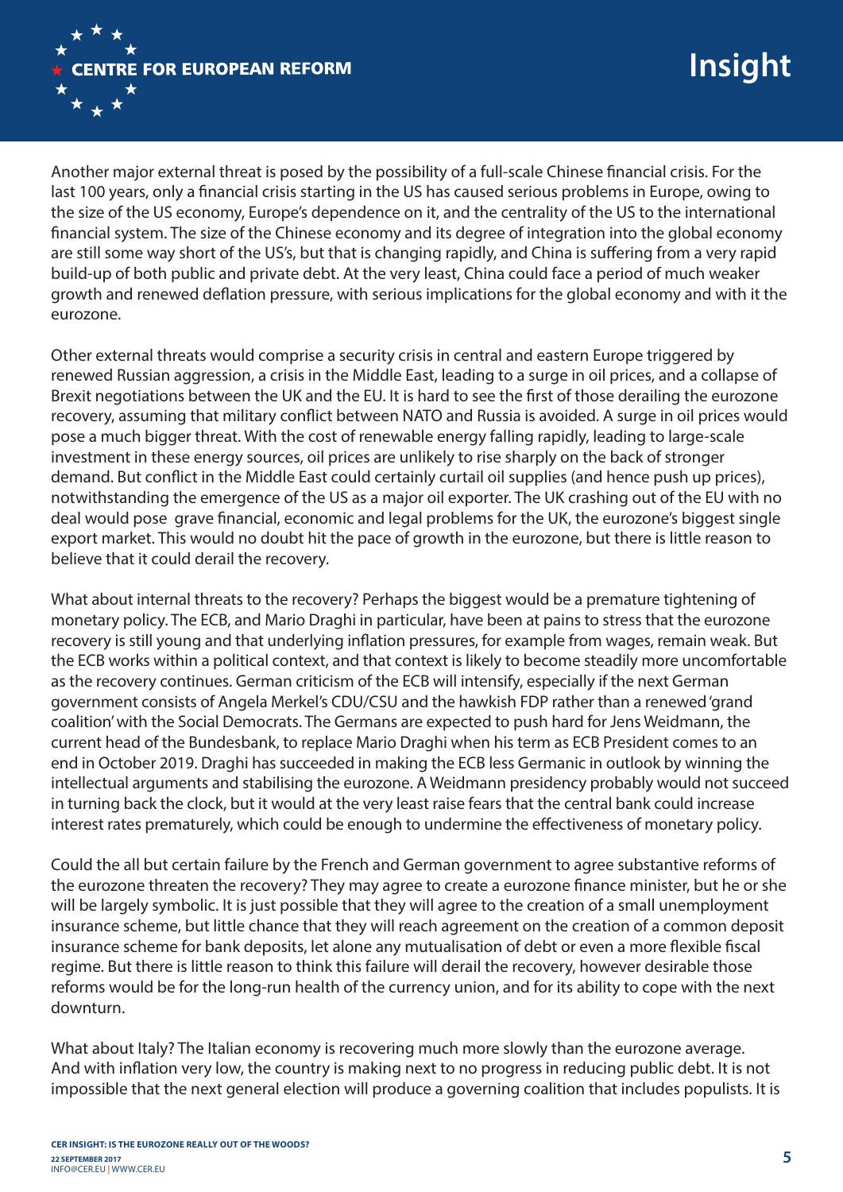Another major external threat is posed by the possibility of a full-scale Chinese financial crisis. For the last 100 years, only a financial crisis starting in the US has caused serious problems in Europe, owing to the size of the US economy, Europe's dependence on it, and the centrality of the US to the international financial system. The size of the Chinese economy and its degree of integration into the global economy are still some way short of the US's, but that is changing rapidly, and China is suffering from a very rapid build-up of both public and private debt. At the very least, China could face a period of much weaker growth and renewed deflation pressure, with serious implications for the global economy and with it the eurozone.

Other external threats would comprise a security crisis in central and eastern Europe triggered by renewed Russian aggression, a crisis in the Middle East, leading to a surge in oil prices, and a collapse of Brexit negotiations between the UK and the EU. It is hard to see the first of those derailing the eurozone recovery, assuming that military conflict between NATO and Russia is avoided. A surge in oil prices would pose a much bigger threat. With the cost of renewable energy falling rapidly, leading to large-scale investment in these energy sources, oil prices are unlikely to rise sharply on the back of stronger demand. But conflict in the Middle East could certainly curtail oil supplies (and hence push up prices), notwithstanding the emergence of the US as a major oil exporter. The UK crashing out of the EU with no deal would pose grave financial, economic and legal problems for the UK, the eurozone's biggest single export market. This would no doubt hit the pace of growth in the eurozone, but there is little reason to believe that it could derail the recovery.

What about internal threats to the recovery? Perhaps the biggest would be a premature tightening of monetary policy. The ECB, and Mario Draghi in particular, have been at pains to stress that the eurozone recovery is still young and that underlying inflation pressures, for example from wages, remain weak. But the ECB works within a political context, and that context is likely to become steadily more uncomfortable as the recovery continues. German criticism of the ECB will intensify, especially if the next German government consists of Angela Merkel's CDU/CSU and the hawkish FDP rather than a renewed 'grand coalition' with the Social Democrats. The Germans are expected to push hard for Jens Weidmann, the current head of the Bundesbank, to replace Mario Draghi when his term as ECB President comes to an end in October 2019. Draghi has succeeded in making the ECB less Germanic in outlook by winning the intellectual arguments and stabilising the eurozone. A Weidmann presidency probably would not succeed in turning back the clock, but it would at the very least raise fears that the central bank could increase interest rates prematurely, which could be enough to undermine the effectiveness of monetary policy.

Could the all but certain failure by the French and German government to agree substantive reforms of the eurozone threaten the recovery? They may agree to create a eurozone finance minister, but he or she will be largely symbolic. It is just possible that they will agree to the creation of a small unemployment insurance scheme, but little chance that they will reach agreement on the creation of a common deposit insurance scheme for bank deposits, let alone any mutualisation of debt or even a more flexible fiscal regime. But there is little reason to think this failure will derail the recovery, however desirable those reforms would be for the long-run health of the currency union, and for its ability to cope with the next downturn.

What about Italy? The Italian economy is recovering much more slowly than the eurozone average. And with inflation very low, the country is making next to no progress in reducing public debt. It is not impossible that the next general election will produce a governing coalition that includes populists. It is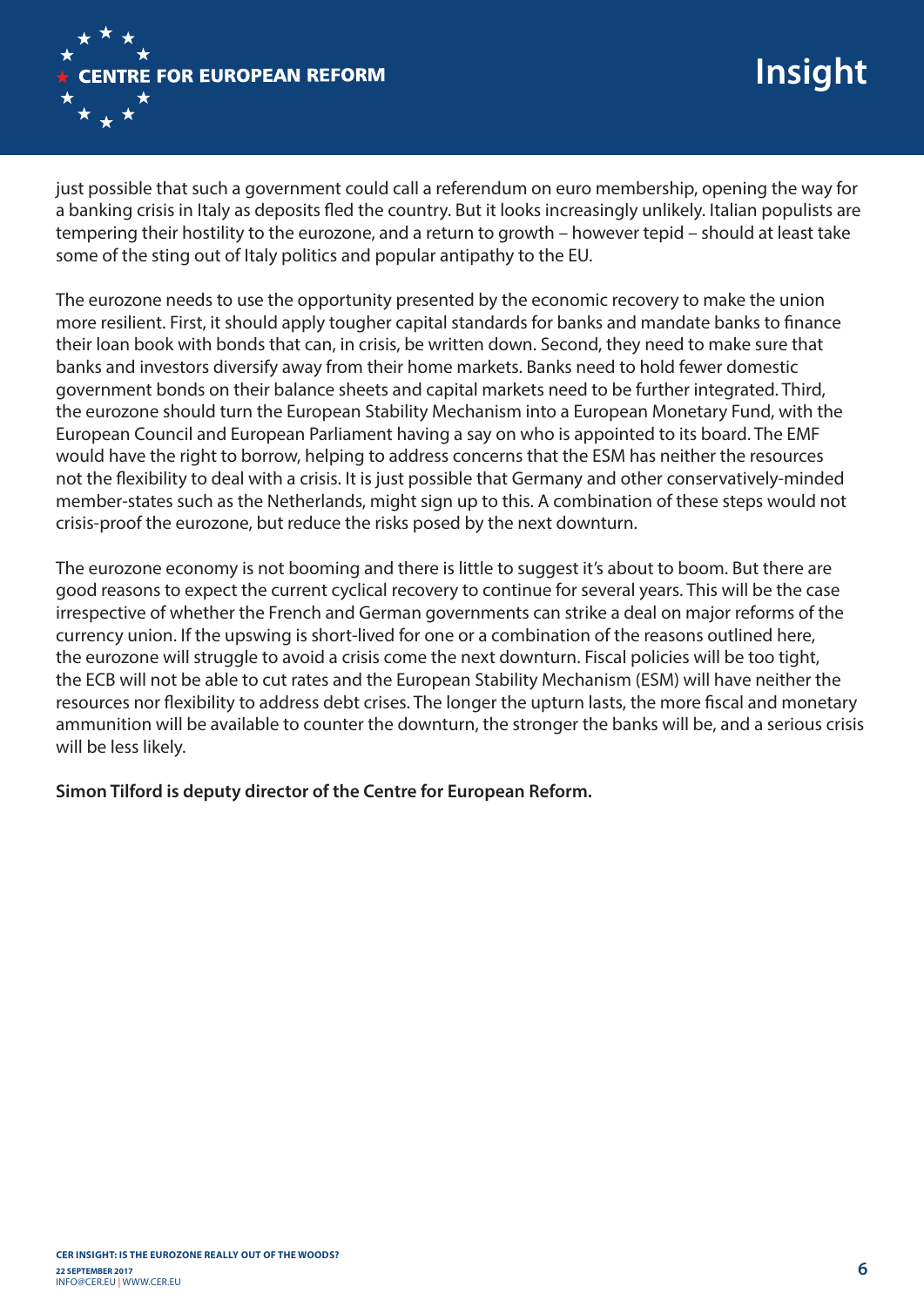just possible that such a government could call a referendum on euro membership, opening the way for a banking crisis in Italy as deposits fled the country. But it looks increasingly unlikely. Italian populists are tempering their hostility to the eurozone, and a return to growth – however tepid – should at least take some of the sting out of Italy politics and popular antipathy to the EU.

The eurozone needs to use the opportunity presented by the economic recovery to make the union more resilient. First, it should apply tougher capital standards for banks and mandate banks to finance their loan book with bonds that can, in crisis, be written down. Second, they need to make sure that banks and investors diversify away from their home markets. Banks need to hold fewer domestic government bonds on their balance sheets and capital markets need to be further integrated. Third, the eurozone should turn the European Stability Mechanism into a European Monetary Fund, with the European Council and European Parliament having a say on who is appointed to its board. The EMF would have the right to borrow, helping to address concerns that the ESM has neither the resources not the flexibility to deal with a crisis. It is just possible that Germany and other conservatively-minded member-states such as the Netherlands, might sign up to this. A combination of these steps would not crisis-proof the eurozone, but reduce the risks posed by the next downturn.

The eurozone economy is not booming and there is little to suggest it's about to boom. But there are good reasons to expect the current cyclical recovery to continue for several years. This will be the case irrespective of whether the French and German governments can strike a deal on major reforms of the currency union. If the upswing is short-lived for one or a combination of the reasons outlined here, the eurozone will struggle to avoid a crisis come the next downturn. Fiscal policies will be too tight, the ECB will not be able to cut rates and the European Stability Mechanism (ESM) will have neither the resources nor flexibility to address debt crises. The longer the upturn lasts, the more fiscal and monetary ammunition will be available to counter the downturn, the stronger the banks will be, and a serious crisis will be less likely.

**Simon Tilford is deputy director of the Centre for European Reform.**